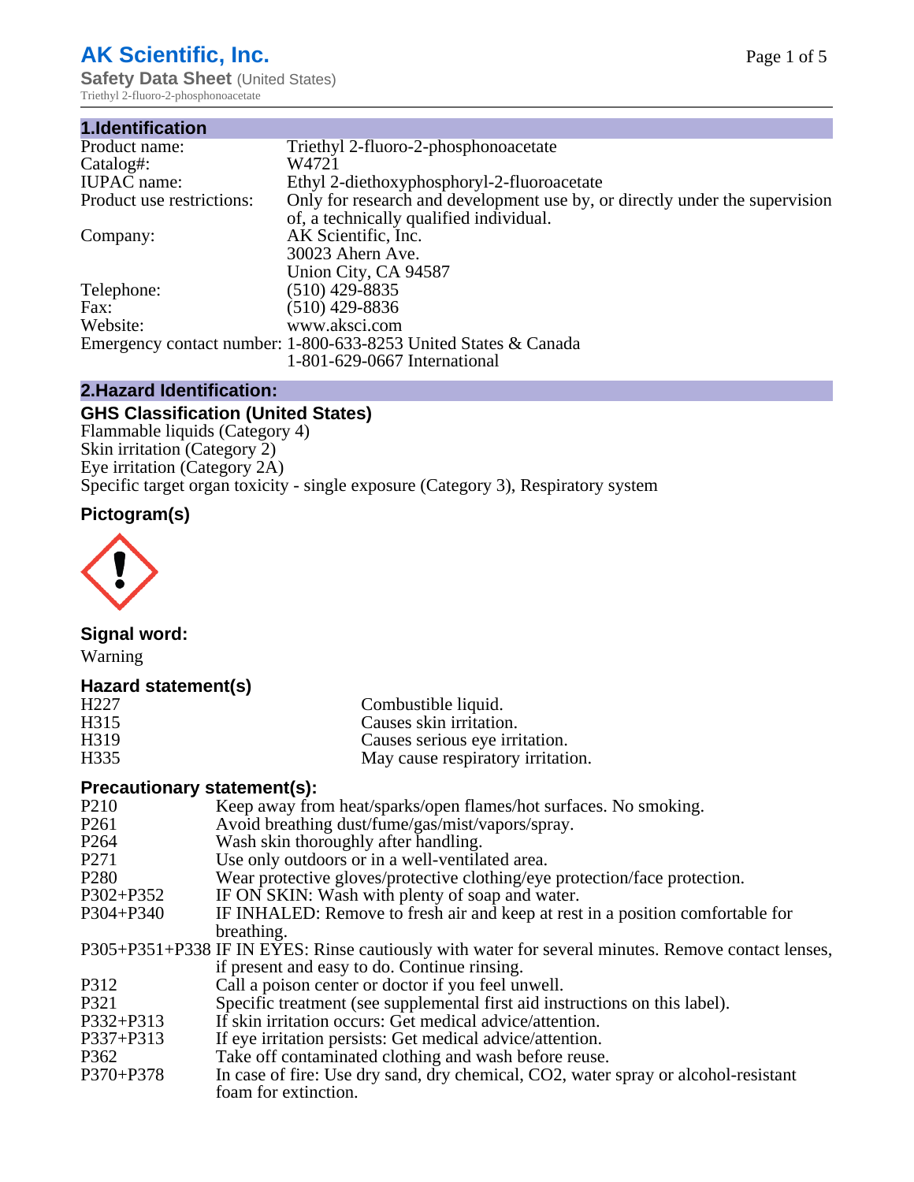# AK Scientific, Inc.

**Safety Data Sheet** (United States)

Triethyl 2-fluoro-2-phosphonoacetate

## 1.Identification

| | |
|---|---|
| Product name: | Triethyl 2-fluoro-2-phosphonoacetate |
| Catalog#: | W4721 |
| IUPAC name: | Ethyl 2-diethoxyphosphoryl-2-fluoroacetate |
| Product use restrictions: | Only for research and development use by, or directly under the supervision of, a technically qualified individual. |
| Company: | AK Scientific, Inc.<br>30023 Ahern Ave.<br>Union City, CA 94587 |
| Telephone: | (510) 429-8835 |
| Fax: | (510) 429-8836 |
| Website: | www.aksci.com |
| Emergency contact number: | 1-800-633-8253 United States & Canada<br>1-801-629-0667 International |

## 2.Hazard Identification:

### GHS Classification (United States)

Flammable liquids (Category 4)
Skin irritation (Category 2)
Eye irritation (Category 2A)
Specific target organ toxicity - single exposure (Category 3), Respiratory system

### Pictogram(s)

### Signal word:

Warning

### Hazard statement(s)

| | |
|---|---|
| H227 | Combustible liquid. |
| H315 | Causes skin irritation. |
| H319 | Causes serious eye irritation. |
| H335 | May cause respiratory irritation. |

### Precautionary statement(s):

| | |
|---|---|
| P210 | Keep away from heat/sparks/open flames/hot surfaces. No smoking. |
| P261 | Avoid breathing dust/fume/gas/mist/vapors/spray. |
| P264 | Wash skin thoroughly after handling. |
| P271 | Use only outdoors or in a well-ventilated area. |
| P280 | Wear protective gloves/protective clothing/eye protection/face protection. |
| P302+P352 | IF ON SKIN: Wash with plenty of soap and water. |
| P304+P340 | IF INHALED: Remove to fresh air and keep at rest in a position comfortable for breathing. |
| P305+P351+P338 | IF IN EYES: Rinse cautiously with water for several minutes. Remove contact lenses, if present and easy to do. Continue rinsing. |
| P312 | Call a poison center or doctor if you feel unwell. |
| P321 | Specific treatment (see supplemental first aid instructions on this label). |
| P332+P313 | If skin irritation occurs: Get medical advice/attention. |
| P337+P313 | If eye irritation persists: Get medical advice/attention. |
| P362 | Take off contaminated clothing and wash before reuse. |
| P370+P378 | In case of fire: Use dry sand, dry chemical, CO2, water spray or alcohol-resistant foam for extinction. |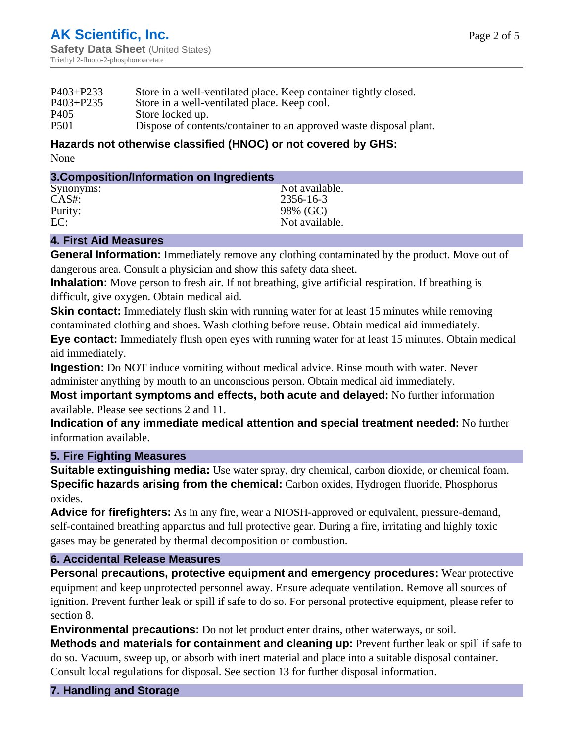| | |
|---|---|
| P403+P233 | Store in a well-ventilated place. Keep container tightly closed. |
| P403+P235 | Store in a well-ventilated place. Keep cool. |
| P405 | Store locked up. |
| P501 | Dispose of contents/container to an approved waste disposal plant. |

**Hazards not otherwise classified (HNOC) or not covered by GHS:**

None

## 3.Composition/Information on Ingredients

| | |
|---|---|
| Synonyms: | Not available. |
| CAS#: | 2356-16-3 |
| Purity: | 98% (GC) |
| EC: | Not available. |

## 4. First Aid Measures

**General Information:** Immediately remove any clothing contaminated by the product. Move out of dangerous area. Consult a physician and show this safety data sheet.

**Inhalation:** Move person to fresh air. If not breathing, give artificial respiration. If breathing is difficult, give oxygen. Obtain medical aid.

**Skin contact:** Immediately flush skin with running water for at least 15 minutes while removing contaminated clothing and shoes. Wash clothing before reuse. Obtain medical aid immediately.

**Eye contact:** Immediately flush open eyes with running water for at least 15 minutes. Obtain medical aid immediately.

**Ingestion:** Do NOT induce vomiting without medical advice. Rinse mouth with water. Never administer anything by mouth to an unconscious person. Obtain medical aid immediately.

**Most important symptoms and effects, both acute and delayed:** No further information available. Please see sections 2 and 11.

**Indication of any immediate medical attention and special treatment needed:** No further information available.

## 5. Fire Fighting Measures

**Suitable extinguishing media:** Use water spray, dry chemical, carbon dioxide, or chemical foam.

**Specific hazards arising from the chemical:** Carbon oxides, Hydrogen fluoride, Phosphorus oxides.

**Advice for firefighters:** As in any fire, wear a NIOSH-approved or equivalent, pressure-demand, self-contained breathing apparatus and full protective gear. During a fire, irritating and highly toxic gases may be generated by thermal decomposition or combustion.

## 6. Accidental Release Measures

**Personal precautions, protective equipment and emergency procedures:** Wear protective equipment and keep unprotected personnel away. Ensure adequate ventilation. Remove all sources of ignition. Prevent further leak or spill if safe to do so. For personal protective equipment, please refer to section 8.

**Environmental precautions:** Do not let product enter drains, other waterways, or soil.

**Methods and materials for containment and cleaning up:** Prevent further leak or spill if safe to do so. Vacuum, sweep up, or absorb with inert material and place into a suitable disposal container. Consult local regulations for disposal. See section 13 for further disposal information.

## 7. Handling and Storage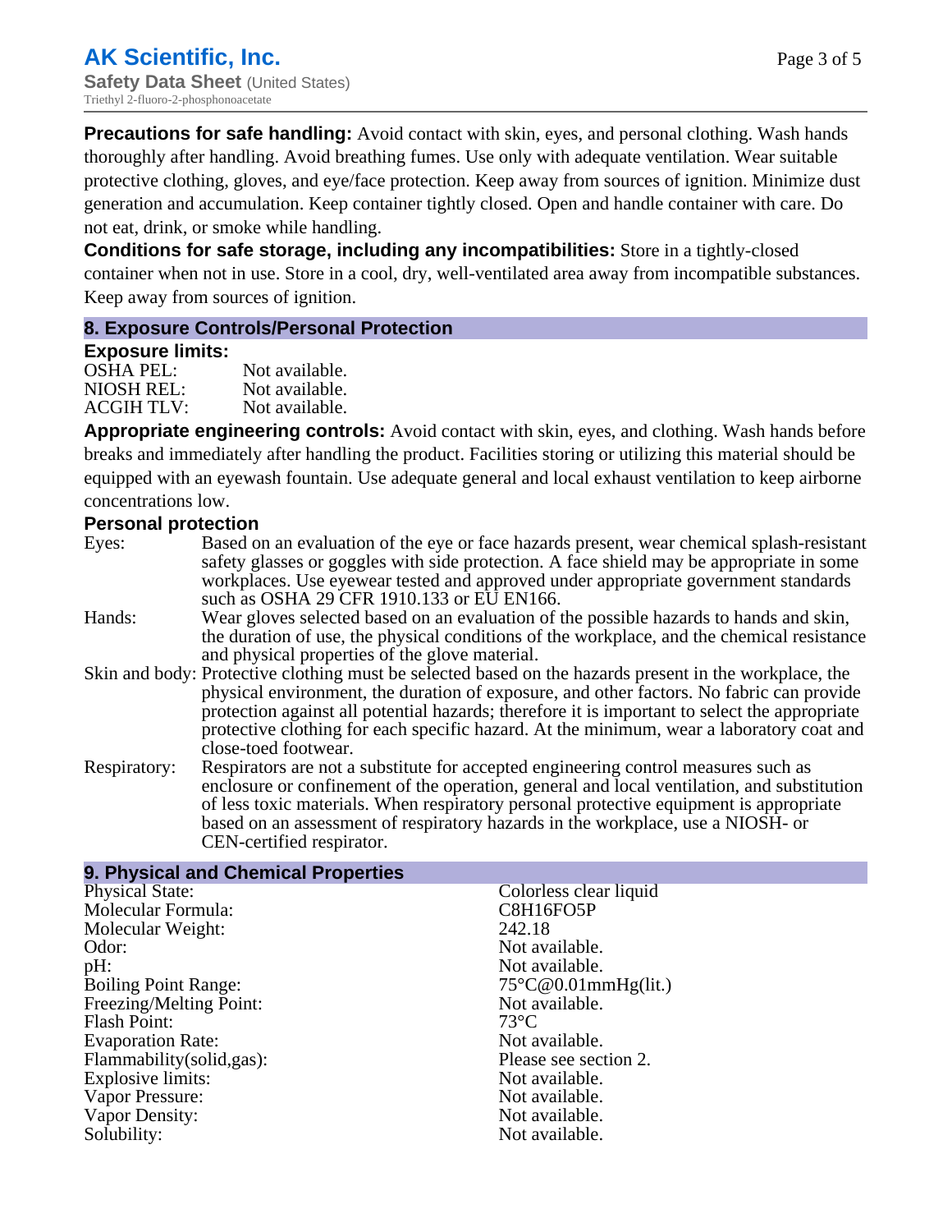**Precautions for safe handling:** Avoid contact with skin, eyes, and personal clothing. Wash hands thoroughly after handling. Avoid breathing fumes. Use only with adequate ventilation. Wear suitable protective clothing, gloves, and eye/face protection. Keep away from sources of ignition. Minimize dust generation and accumulation. Keep container tightly closed. Open and handle container with care. Do not eat, drink, or smoke while handling.

**Conditions for safe storage, including any incompatibilities:** Store in a tightly-closed container when not in use. Store in a cool, dry, well-ventilated area away from incompatible substances. Keep away from sources of ignition.

## 8. Exposure Controls/Personal Protection

### Exposure limits:

| | |
|---|---|
| OSHA PEL: | Not available. |
| NIOSH REL: | Not available. |
| ACGIH TLV: | Not available. |

**Appropriate engineering controls:** Avoid contact with skin, eyes, and clothing. Wash hands before breaks and immediately after handling the product. Facilities storing or utilizing this material should be equipped with an eyewash fountain. Use adequate general and local exhaust ventilation to keep airborne concentrations low.

### Personal protection

| | |
|---|---|
| Eyes: | Based on an evaluation of the eye or face hazards present, wear chemical splash-resistant safety glasses or goggles with side protection. A face shield may be appropriate in some workplaces. Use eyewear tested and approved under appropriate government standards such as OSHA 29 CFR 1910.133 or EU EN166. |
| Hands: | Wear gloves selected based on an evaluation of the possible hazards to hands and skin, the duration of use, the physical conditions of the workplace, and the chemical resistance and physical properties of the glove material. |
| Skin and body: | Protective clothing must be selected based on the hazards present in the workplace, the physical environment, the duration of exposure, and other factors. No fabric can provide protection against all potential hazards; therefore it is important to select the appropriate protective clothing for each specific hazard. At the minimum, wear a laboratory coat and close-toed footwear. |
| Respiratory: | Respirators are not a substitute for accepted engineering control measures such as enclosure or confinement of the operation, general and local ventilation, and substitution of less toxic materials. When respiratory personal protective equipment is appropriate based on an assessment of respiratory hazards in the workplace, use a NIOSH- or CEN-certified respirator. |

## 9. Physical and Chemical Properties

| | |
|---|---|
| Physical State: | Colorless clear liquid |
| Molecular Formula: | C8H16FO5P |
| Molecular Weight: | 242.18 |
| Odor: | Not available. |
| pH: | Not available. |
| Boiling Point Range: | 75°C@0.01mmHg(lit.) |
| Freezing/Melting Point: | Not available. |
| Flash Point: | 73°C |
| Evaporation Rate: | Not available. |
| Flammability(solid,gas): | Please see section 2. |
| Explosive limits: | Not available. |
| Vapor Pressure: | Not available. |
| Vapor Density: | Not available. |
| Solubility: | Not available. |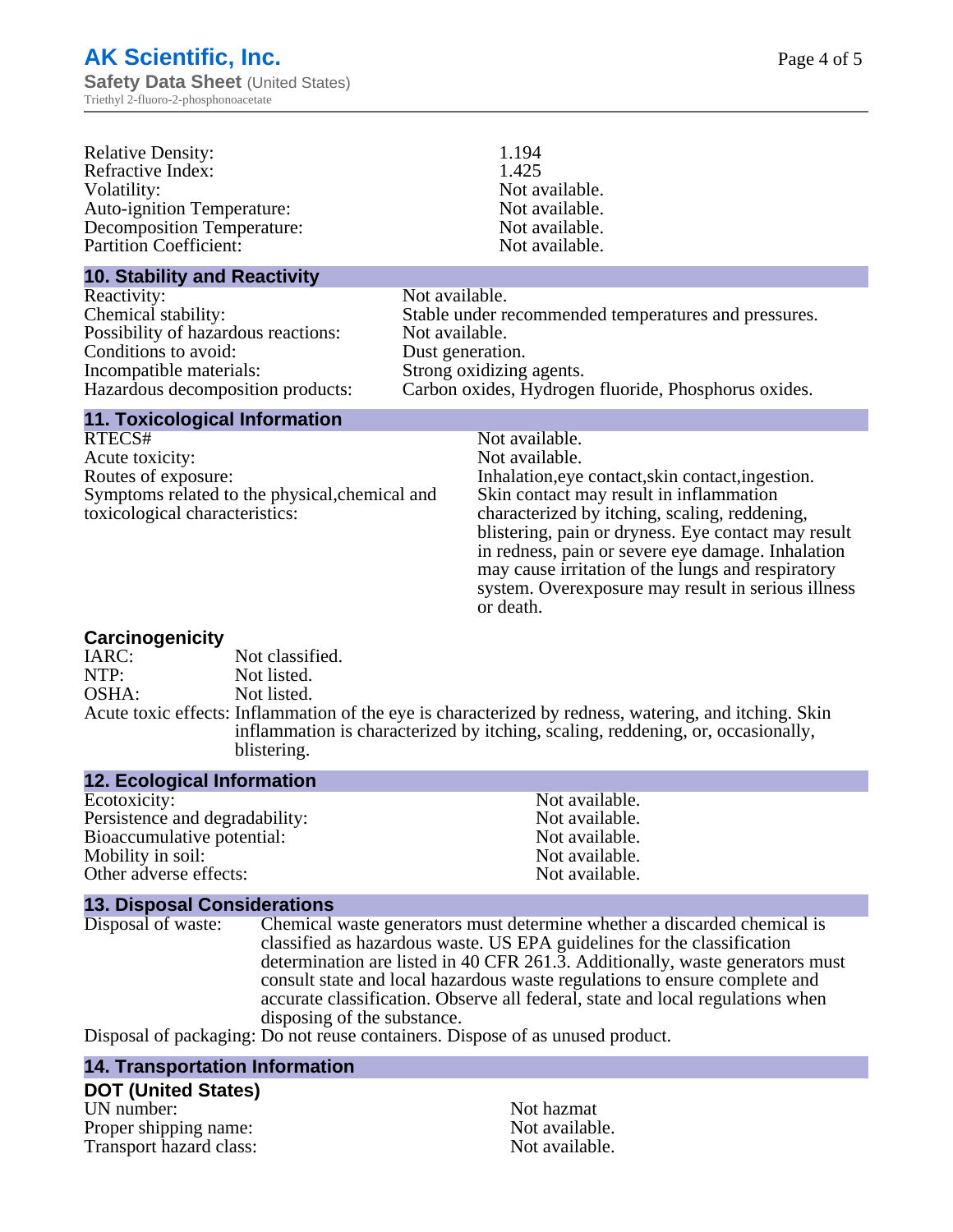| | |
|---|---|
| Relative Density: | 1.194 |
| Refractive Index: | 1.425 |
| Volatility: | Not available. |
| Auto-ignition Temperature: | Not available. |
| Decomposition Temperature: | Not available. |
| Partition Coefficient: | Not available. |

## 10. Stability and Reactivity

| | |
|---|---|
| Reactivity: | Not available. |
| Chemical stability: | Stable under recommended temperatures and pressures. |
| Possibility of hazardous reactions: | Not available. |
| Conditions to avoid: | Dust generation. |
| Incompatible materials: | Strong oxidizing agents. |
| Hazardous decomposition products: | Carbon oxides, Hydrogen fluoride, Phosphorus oxides. |

## 11. Toxicological Information

| | |
|---|---|
| RTECS# | Not available. |
| Acute toxicity: | Not available. |
| Routes of exposure: | Inhalation,eye contact,skin contact,ingestion. |
| Symptoms related to the physical,chemical and toxicological characteristics: | Skin contact may result in inflammation characterized by itching, scaling, reddening, blistering, pain or dryness. Eye contact may result in redness, pain or severe eye damage. Inhalation may cause irritation of the lungs and respiratory system. Overexposure may result in serious illness or death. |

### Carcinogenicity

| | |
|---|---|
| IARC: | Not classified. |
| NTP: | Not listed. |
| OSHA: | Not listed. |

Acute toxic effects: Inflammation of the eye is characterized by redness, watering, and itching. Skin inflammation is characterized by itching, scaling, reddening, or, occasionally, blistering.

## 12. Ecological Information

| | |
|---|---|
| Ecotoxicity: | Not available. |
| Persistence and degradability: | Not available. |
| Bioaccumulative potential: | Not available. |
| Mobility in soil: | Not available. |
| Other adverse effects: | Not available. |

## 13. Disposal Considerations

Disposal of waste: Chemical waste generators must determine whether a discarded chemical is classified as hazardous waste. US EPA guidelines for the classification determination are listed in 40 CFR 261.3. Additionally, waste generators must consult state and local hazardous waste regulations to ensure complete and accurate classification. Observe all federal, state and local regulations when disposing of the substance.

Disposal of packaging: Do not reuse containers. Dispose of as unused product.

## 14. Transportation Information

### DOT (United States)

| | |
|---|---|
| UN number: | Not hazmat |
| Proper shipping name: | Not available. |
| Transport hazard class: | Not available. |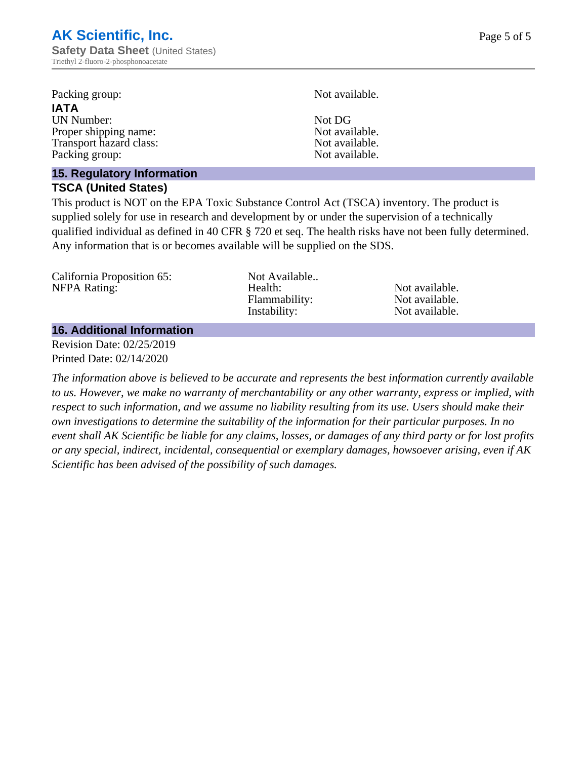| | |
|---|---|
| Packing group: | Not available. |

**IATA**

| | |
|---|---|
| UN Number: | Not DG |
| Proper shipping name: | Not available. |
| Transport hazard class: | Not available. |
| Packing group: | Not available. |

## 15. Regulatory Information

### TSCA (United States)

This product is NOT on the EPA Toxic Substance Control Act (TSCA) inventory. The product is supplied solely for use in research and development by or under the supervision of a technically qualified individual as defined in 40 CFR § 720 et seq. The health risks have not been fully determined. Any information that is or becomes available will be supplied on the SDS.

| | | |
|---|---|---|
| California Proposition 65: | Not Available.. | |
| NFPA Rating: | Health: | Not available. |
| | Flammability: | Not available. |
| | Instability: | Not available. |

## 16. Additional Information

Revision Date: 02/25/2019
Printed Date: 02/14/2020

*The information above is believed to be accurate and represents the best information currently available to us. However, we make no warranty of merchantability or any other warranty, express or implied, with respect to such information, and we assume no liability resulting from its use. Users should make their own investigations to determine the suitability of the information for their particular purposes. In no event shall AK Scientific be liable for any claims, losses, or damages of any third party or for lost profits or any special, indirect, incidental, consequential or exemplary damages, howsoever arising, even if AK Scientific has been advised of the possibility of such damages.*